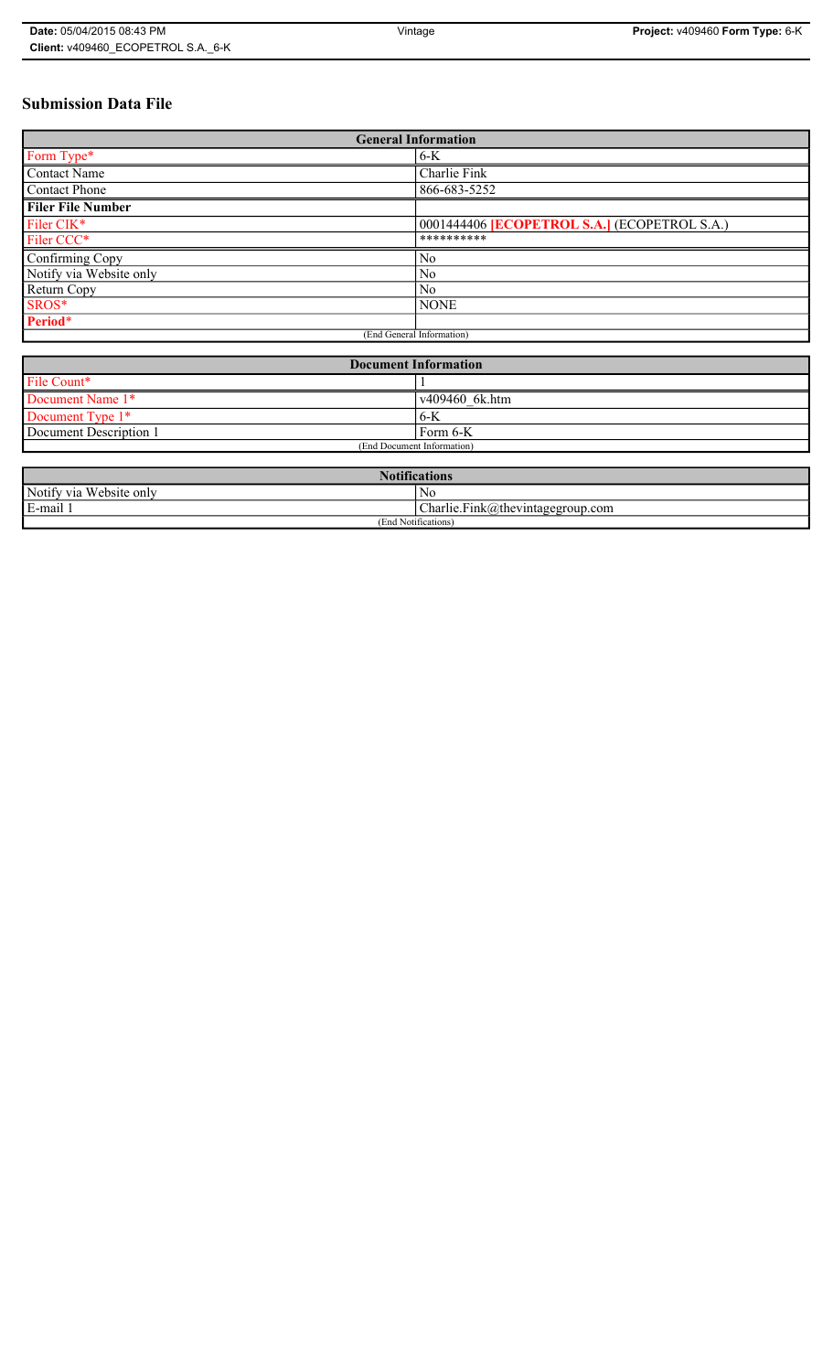# Submission Data File

| General Information | |
|---|---|
| Form Type* | 6-K |
| Contact Name | Charlie Fink |
| Contact Phone | 866-683-5252 |
| **Filer File Number** | |
| Filer CIK* | 0001444406 **[ECOPETROL S.A.]** (ECOPETROL S.A.) |
| Filer CCC* | ********** |
| Confirming Copy | No |
| Notify via Website only | No |
| Return Copy | No |
| SROS* | NONE |
| **Period*** | |
| (End General Information) | |

| Document Information | |
|---|---|
| File Count* | 1 |
| Document Name 1* | v409460_6k.htm |
| Document Type 1* | 6-K |
| Document Description 1 | Form 6-K |
| (End Document Information) | |

| Notifications | |
|---|---|
| Notify via Website only | No |
| E-mail 1 | Charlie.Fink@thevintagegroup.com |
| (End Notifications) | |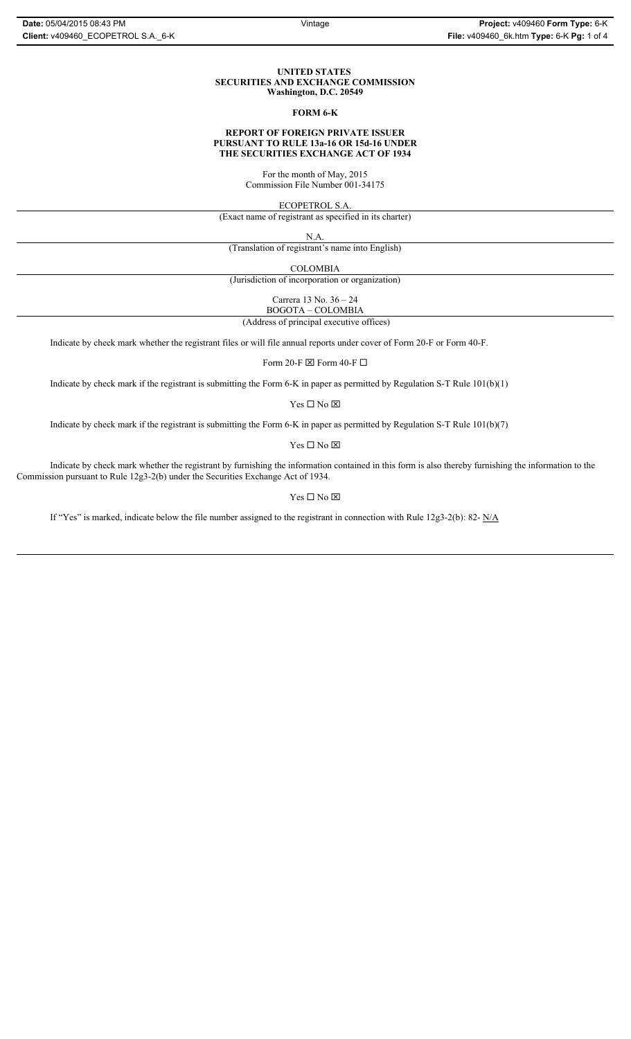**UNITED STATES**
**SECURITIES AND EXCHANGE COMMISSION**
**Washington, D.C. 20549**

**FORM 6-K**

**REPORT OF FOREIGN PRIVATE ISSUER**
**PURSUANT TO RULE 13a-16 OR 15d-16 UNDER**
**THE SECURITIES EXCHANGE ACT OF 1934**

For the month of May, 2015
Commission File Number 001-34175

ECOPETROL S.A.

(Exact name of registrant as specified in its charter)

N.A.

(Translation of registrant's name into English)

COLOMBIA

(Jurisdiction of incorporation or organization)

Carrera 13 No. 36 – 24
BOGOTA – COLOMBIA

(Address of principal executive offices)

Indicate by check mark whether the registrant files or will file annual reports under cover of Form 20-F or Form 40-F.

Form 20-F ☒ Form 40-F ☐

Indicate by check mark if the registrant is submitting the Form 6-K in paper as permitted by Regulation S-T Rule 101(b)(1)

Yes ☐ No ☒

Indicate by check mark if the registrant is submitting the Form 6-K in paper as permitted by Regulation S-T Rule 101(b)(7)

Yes ☐ No ☒

Indicate by check mark whether the registrant by furnishing the information contained in this form is also thereby furnishing the information to the Commission pursuant to Rule 12g3-2(b) under the Securities Exchange Act of 1934.

Yes ☐ No ☒

If "Yes" is marked, indicate below the file number assigned to the registrant in connection with Rule 12g3-2(b): 82- N/A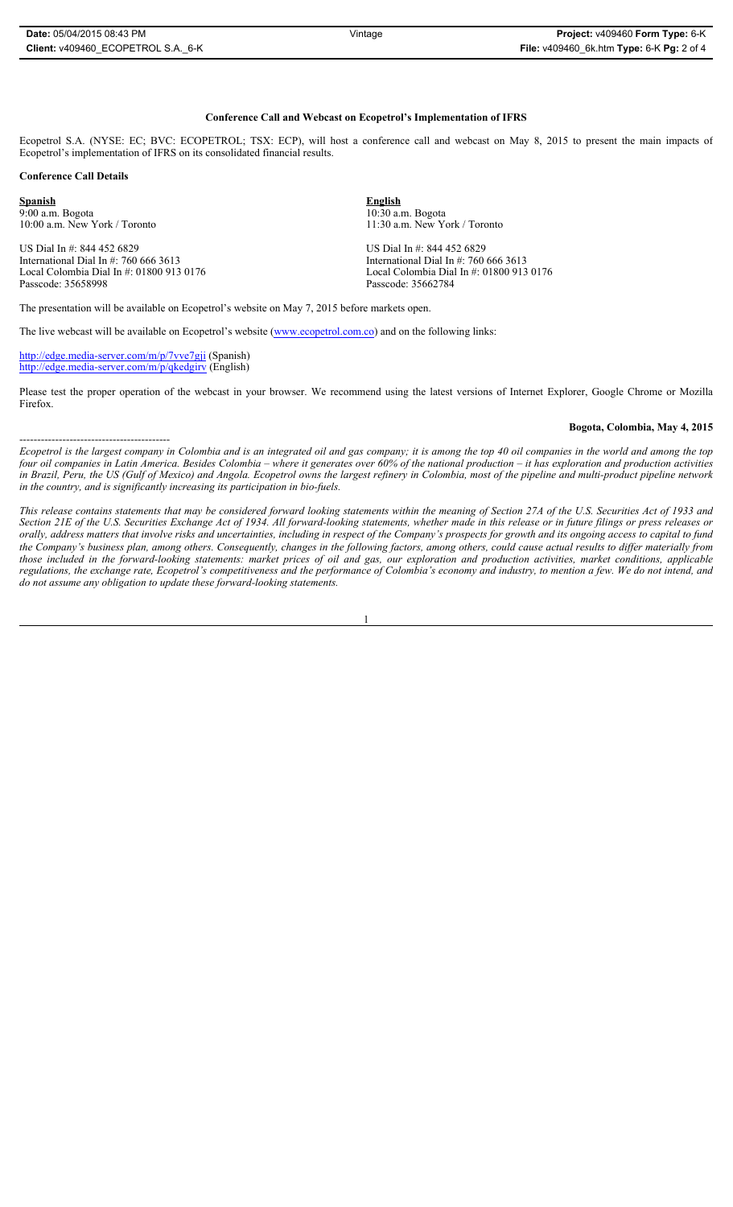**Conference Call and Webcast on Ecopetrol's Implementation of IFRS**

Ecopetrol S.A. (NYSE: EC; BVC: ECOPETROL; TSX: ECP), will host a conference call and webcast on May 8, 2015 to present the main impacts of Ecopetrol's implementation of IFRS on its consolidated financial results.

**Conference Call Details**

**Spanish**
9:00 a.m. Bogota
10:00 a.m. New York / Toronto

US Dial In #: 844 452 6829
International Dial In #: 760 666 3613
Local Colombia Dial In #: 01800 913 0176
Passcode: 35658998

**English**
10:30 a.m. Bogota
11:30 a.m. New York / Toronto

US Dial In #: 844 452 6829
International Dial In #: 760 666 3613
Local Colombia Dial In #: 01800 913 0176
Passcode: 35662784

The presentation will be available on Ecopetrol's website on May 7, 2015 before markets open.

The live webcast will be available on Ecopetrol's website (www.ecopetrol.com.co) and on the following links:

http://edge.media-server.com/m/p/7vve7gji (Spanish)
http://edge.media-server.com/m/p/qkedgirv (English)

Please test the proper operation of the webcast in your browser. We recommend using the latest versions of Internet Explorer, Google Chrome or Mozilla Firefox.

**Bogota, Colombia, May 4, 2015**

------------------------------------------

*Ecopetrol is the largest company in Colombia and is an integrated oil and gas company; it is among the top 40 oil companies in the world and among the top four oil companies in Latin America. Besides Colombia – where it generates over 60% of the national production – it has exploration and production activities in Brazil, Peru, the US (Gulf of Mexico) and Angola. Ecopetrol owns the largest refinery in Colombia, most of the pipeline and multi-product pipeline network in the country, and is significantly increasing its participation in bio-fuels.*

*This release contains statements that may be considered forward looking statements within the meaning of Section 27A of the U.S. Securities Act of 1933 and Section 21E of the U.S. Securities Exchange Act of 1934. All forward-looking statements, whether made in this release or in future filings or press releases or orally, address matters that involve risks and uncertainties, including in respect of the Company's prospects for growth and its ongoing access to capital to fund the Company's business plan, among others. Consequently, changes in the following factors, among others, could cause actual results to differ materially from those included in the forward-looking statements: market prices of oil and gas, our exploration and production activities, market conditions, applicable regulations, the exchange rate, Ecopetrol's competitiveness and the performance of Colombia's economy and industry, to mention a few. We do not intend, and do not assume any obligation to update these forward-looking statements.*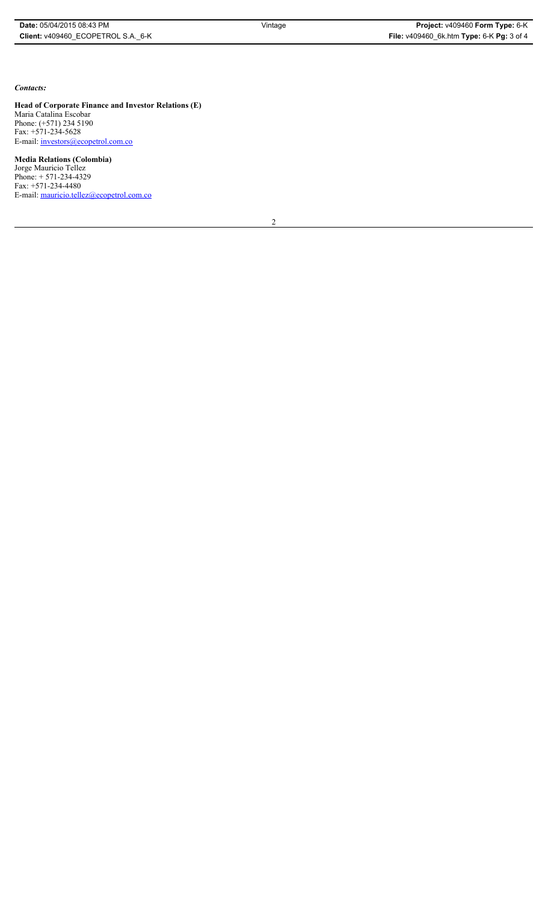*Contacts:*

**Head of Corporate Finance and Investor Relations (E)**
Maria Catalina Escobar
Phone: (+571) 234 5190
Fax: +571-234-5628
E-mail: investors@ecopetrol.com.co

**Media Relations (Colombia)**
Jorge Mauricio Tellez
Phone: + 571-234-4329
Fax: +571-234-4480
E-mail: mauricio.tellez@ecopetrol.com.co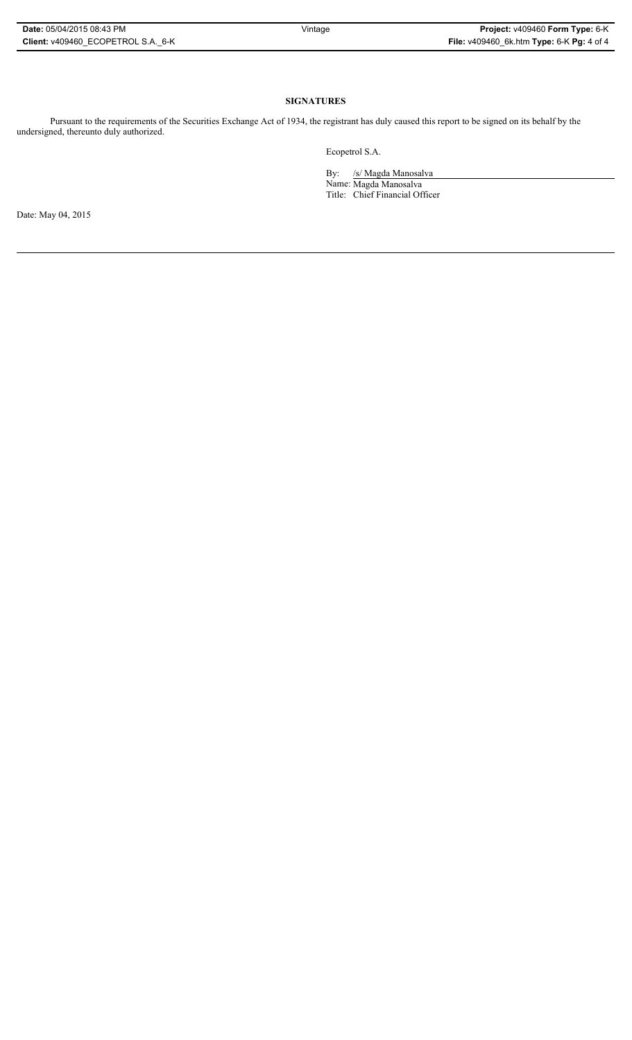## SIGNATURES

Pursuant to the requirements of the Securities Exchange Act of 1934, the registrant has duly caused this report to be signed on its behalf by the undersigned, thereunto duly authorized.

Ecopetrol S.A.

By: /s/ Magda Manosalva

Name: Magda Manosalva

Title: Chief Financial Officer

Date: May 04, 2015